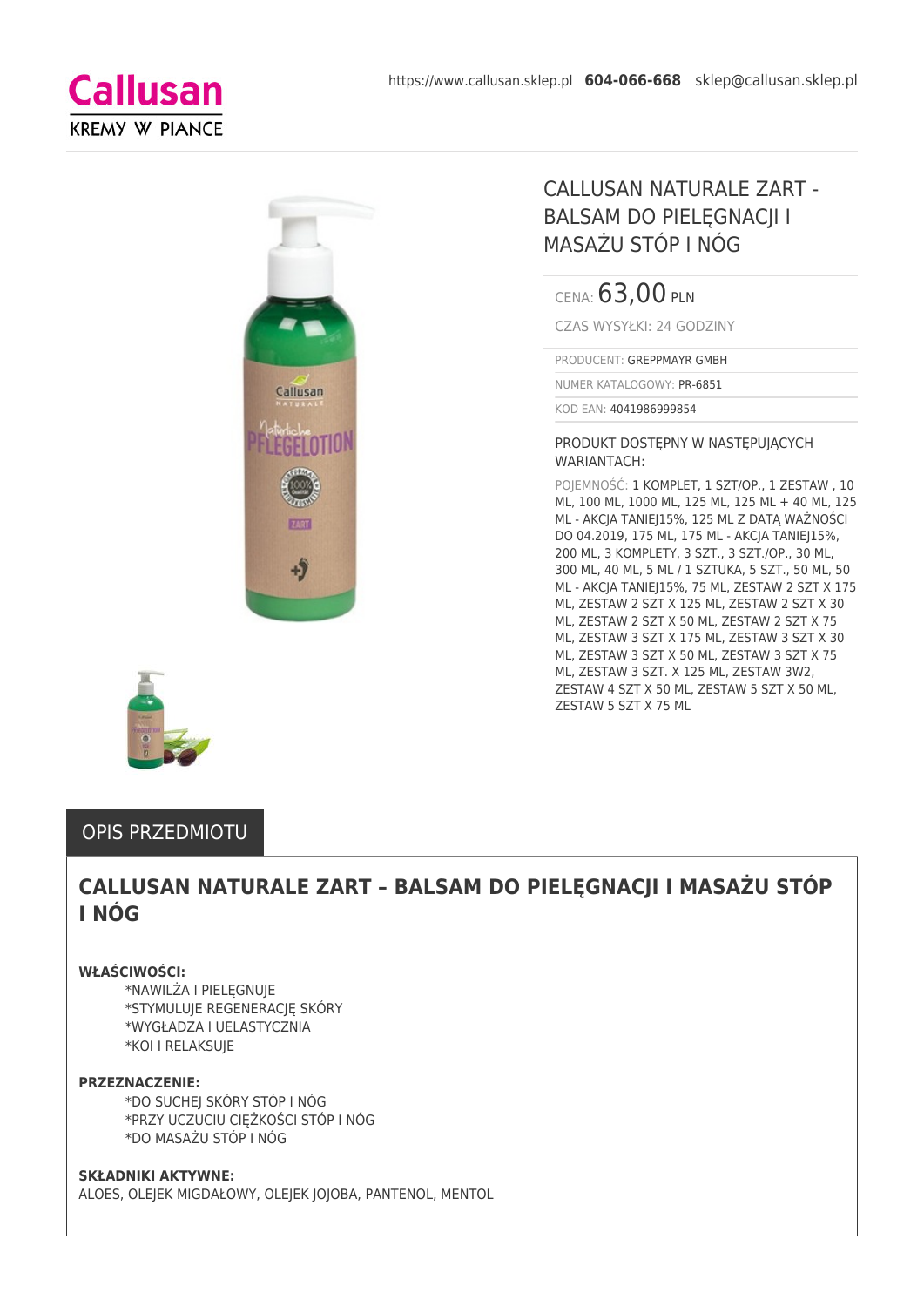Callusan

KREMY W PIANCE

https://www.callusan.sklep.pl **604-066-668** sklep@callusan.sklep.pl

# CALLUSAN NATURALE ZART - BALSAM DO PIELĘGNACJI I MASAŻU STÓP I NÓG

CENA: 63,00 PLN

CZAS WYSYŁKI: 24 GODZINY

PRODUCENT: GREPPMAYR GMBH

NUMER KATALOGOWY: PR-6851

KOD EAN: 4041986999854

PRODUKT DOSTĘPNY W NASTĘPUJĄCYCH WARIANTACH:

POJEMNOŚĆ: 1 KOMPLET, 1 SZT/OP., 1 ZESTAW , 10 ML, 100 ML, 1000 ML, 125 ML, 125 ML + 40 ML, 125 ML - AKCJA TANIEJ15%, 125 ML Z DATĄ WAŻNOŚCI DO 04.2019, 175 ML, 175 ML - AKCJA TANIEJ15%, 200 ML, 3 KOMPLETY, 3 SZT., 3 SZT./OP., 30 ML, 300 ML, 40 ML, 5 ML / 1 SZTUKA, 5 SZT., 50 ML, 50 ML - AKCJA TANIEJ15%, 75 ML, ZESTAW 2 SZT X 175 ML, ZESTAW 2 SZT X 125 ML, ZESTAW 2 SZT X 30 ML, ZESTAW 2 SZT X 50 ML, ZESTAW 2 SZT X 75 ML, ZESTAW 3 SZT X 175 ML, ZESTAW 3 SZT X 30 ML, ZESTAW 3 SZT X 50 ML, ZESTAW 3 SZT X 75 ML, ZESTAW 3 SZT. X 125 ML, ZESTAW 3W2, ZESTAW 4 SZT X 50 ML, ZESTAW 5 SZT X 50 ML, ZESTAW 5 SZT X 75 ML

## OPIS PRZEDMIOTU

## CALLUSAN NATURALE ZART – BALSAM DO PIELĘGNACJI I MASAŻU STÓP I NÓG

**WŁAŚCIWOŚCI:**

*NAWILŻA I PIELĘGNUJE
*STYMULUJE REGENERACJĘ SKÓRY
*WYGŁADZA I UELASTYCZNIA
*KOI I RELAKSUJE

**PRZEZNACZENIE:**

*DO SUCHEJ SKÓRY STÓP I NÓG
*PRZY UCZUCIU CIĘŻKOŚCI STÓP I NÓG
*DO MASAŻU STÓP I NÓG

**SKŁADNIKI AKTYWNE:**

ALOES, OLEJEK MIGDAŁOWY, OLEJEK JOJOBA, PANTENOL, MENTOL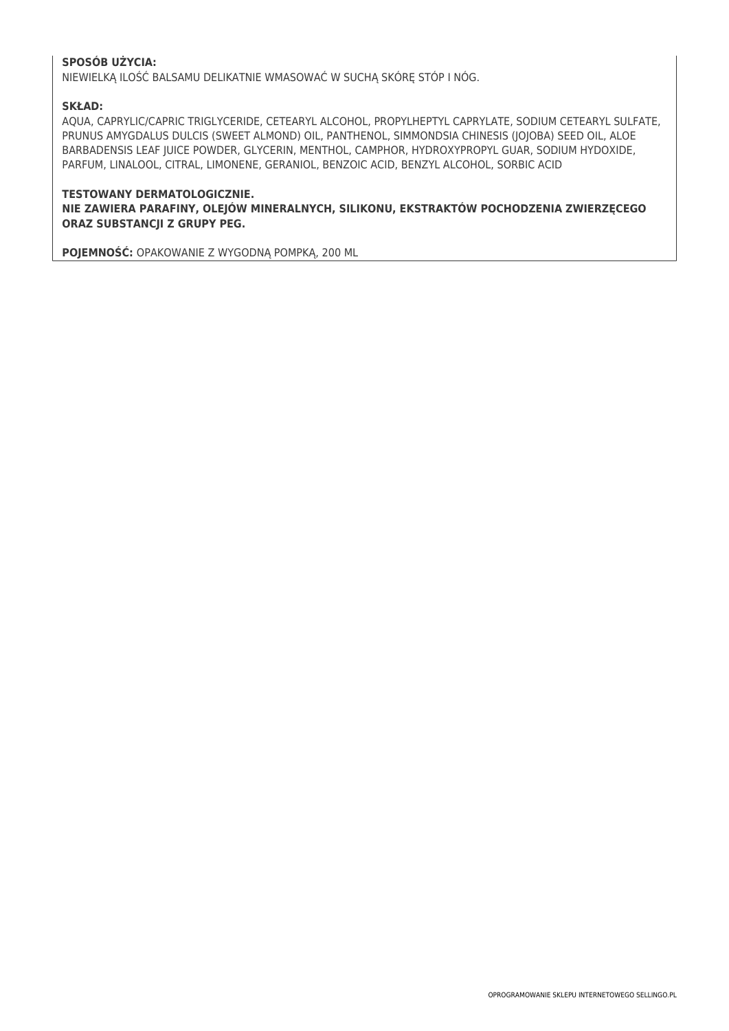**SPOSÓB UŻYCIA:**
NIEWIELKĄ ILOŚĆ BALSAMU DELIKATNIE WMASOWAĆ W SUCHĄ SKÓRĘ STÓP I NÓG.

**SKŁAD:**
AQUA, CAPRYLIC/CAPRIC TRIGLYCERIDE, CETEARYL ALCOHOL, PROPYLHEPTYL CAPRYLATE, SODIUM CETEARYL SULFATE, PRUNUS AMYGDALUS DULCIS (SWEET ALMOND) OIL, PANTHENOL, SIMMONDSIA CHINESIS (JOJOBA) SEED OIL, ALOE BARBADENSIS LEAF JUICE POWDER, GLYCERIN, MENTHOL, CAMPHOR, HYDROXYPROPYL GUAR, SODIUM HYDOXIDE, PARFUM, LINALOOL, CITRAL, LIMONENE, GERANIOL, BENZOIC ACID, BENZYL ALCOHOL, SORBIC ACID

**TESTOWANY DERMATOLOGICZNIE.**
**NIE ZAWIERA PARAFINY, OLEJÓW MINERALNYCH, SILIKONU, EKSTRAKTÓW POCHODZENIA ZWIERZĘCEGO ORAZ SUBSTANCJI Z GRUPY PEG.**

**POJEMNOŚĆ:** OPAKOWANIE Z WYGODNĄ POMPKĄ, 200 ML